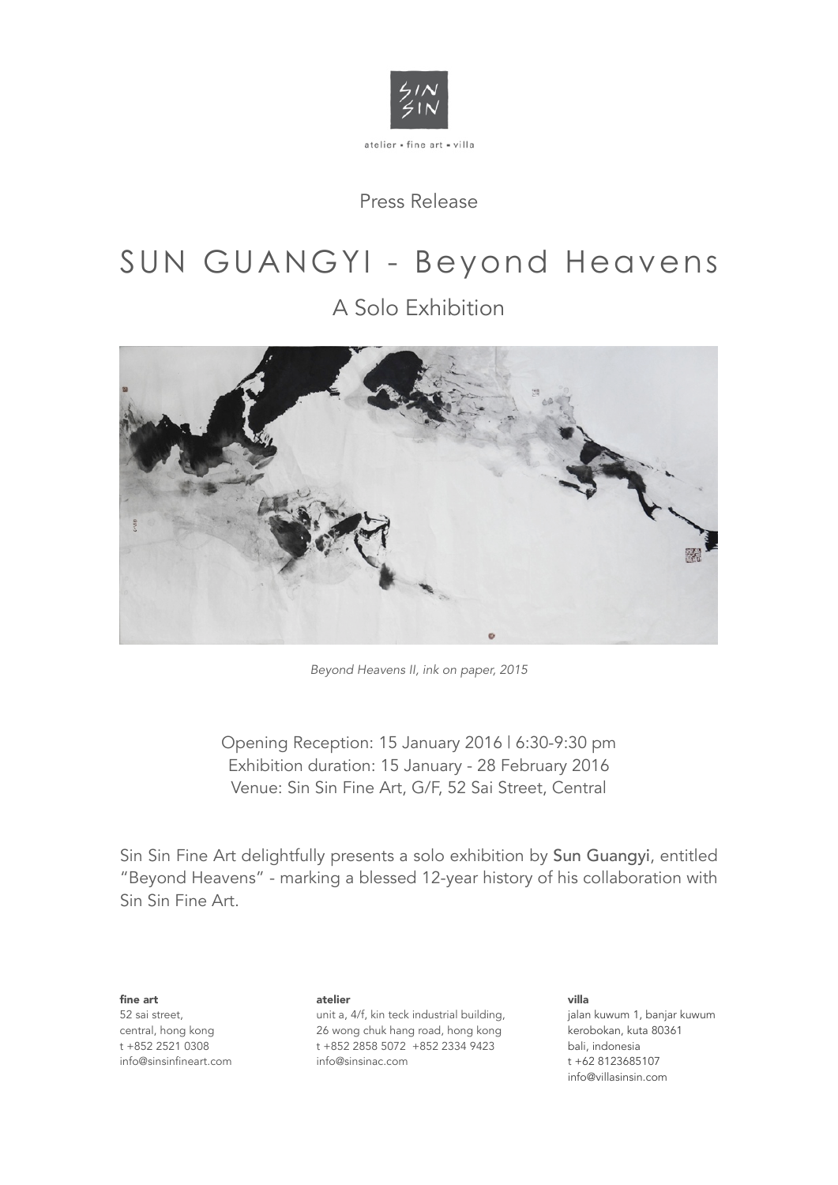Press Release

# SUN GUANGYI - Beyond Heavens

## A Solo Exhibition

*Beyond Heavens II, ink on paper, 2015*

Opening Reception: 15 January 2016 | 6:30-9:30 pm
Exhibition duration: 15 January - 28 February 2016
Venue: Sin Sin Fine Art, G/F, 52 Sai Street, Central

Sin Sin Fine Art delightfully presents a solo exhibition by **Sun Guangyi**, entitled "Beyond Heavens" - marking a blessed 12-year history of his collaboration with Sin Sin Fine Art.

**fine art**
52 sai street,
central, hong kong
t +852 2521 0308
info@sinsinfineart.com

**atelier**
unit a, 4/f, kin teck industrial building,
26 wong chuk hang road, hong kong
t +852 2858 5072 +852 2334 9423
info@sinsinac.com

**villa**
jalan kuwum 1, banjar kuwum
kerobokan, kuta 80361
bali, indonesia
t +62 8123685107
info@villasinsin.com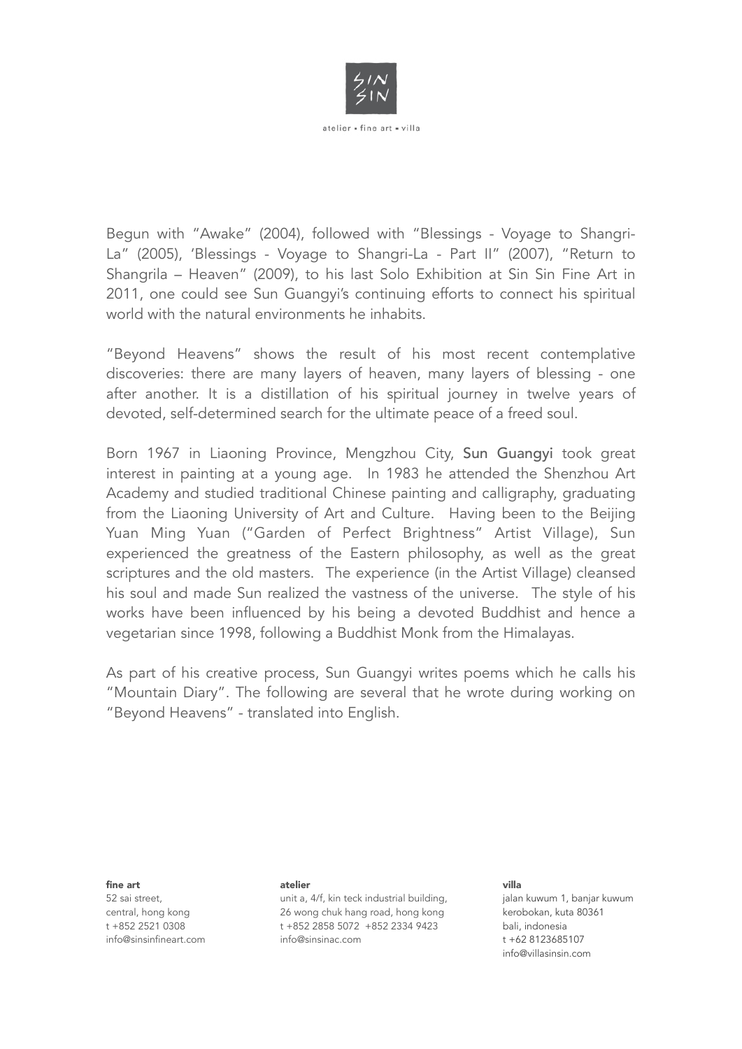Begun with "Awake" (2004), followed with "Blessings - Voyage to Shangri-La" (2005), 'Blessings - Voyage to Shangri-La - Part II" (2007), "Return to Shangrila – Heaven" (2009), to his last Solo Exhibition at Sin Sin Fine Art in 2011, one could see Sun Guangyi's continuing efforts to connect his spiritual world with the natural environments he inhabits.

"Beyond Heavens" shows the result of his most recent contemplative discoveries: there are many layers of heaven, many layers of blessing - one after another. It is a distillation of his spiritual journey in twelve years of devoted, self-determined search for the ultimate peace of a freed soul.

Born 1967 in Liaoning Province, Mengzhou City, **Sun Guangyi** took great interest in painting at a young age. In 1983 he attended the Shenzhou Art Academy and studied traditional Chinese painting and calligraphy, graduating from the Liaoning University of Art and Culture. Having been to the Beijing Yuan Ming Yuan ("Garden of Perfect Brightness" Artist Village), Sun experienced the greatness of the Eastern philosophy, as well as the great scriptures and the old masters. The experience (in the Artist Village) cleansed his soul and made Sun realized the vastness of the universe. The style of his works have been influenced by his being a devoted Buddhist and hence a vegetarian since 1998, following a Buddhist Monk from the Himalayas.

As part of his creative process, Sun Guangyi writes poems which he calls his "Mountain Diary". The following are several that he wrote during working on "Beyond Heavens" - translated into English.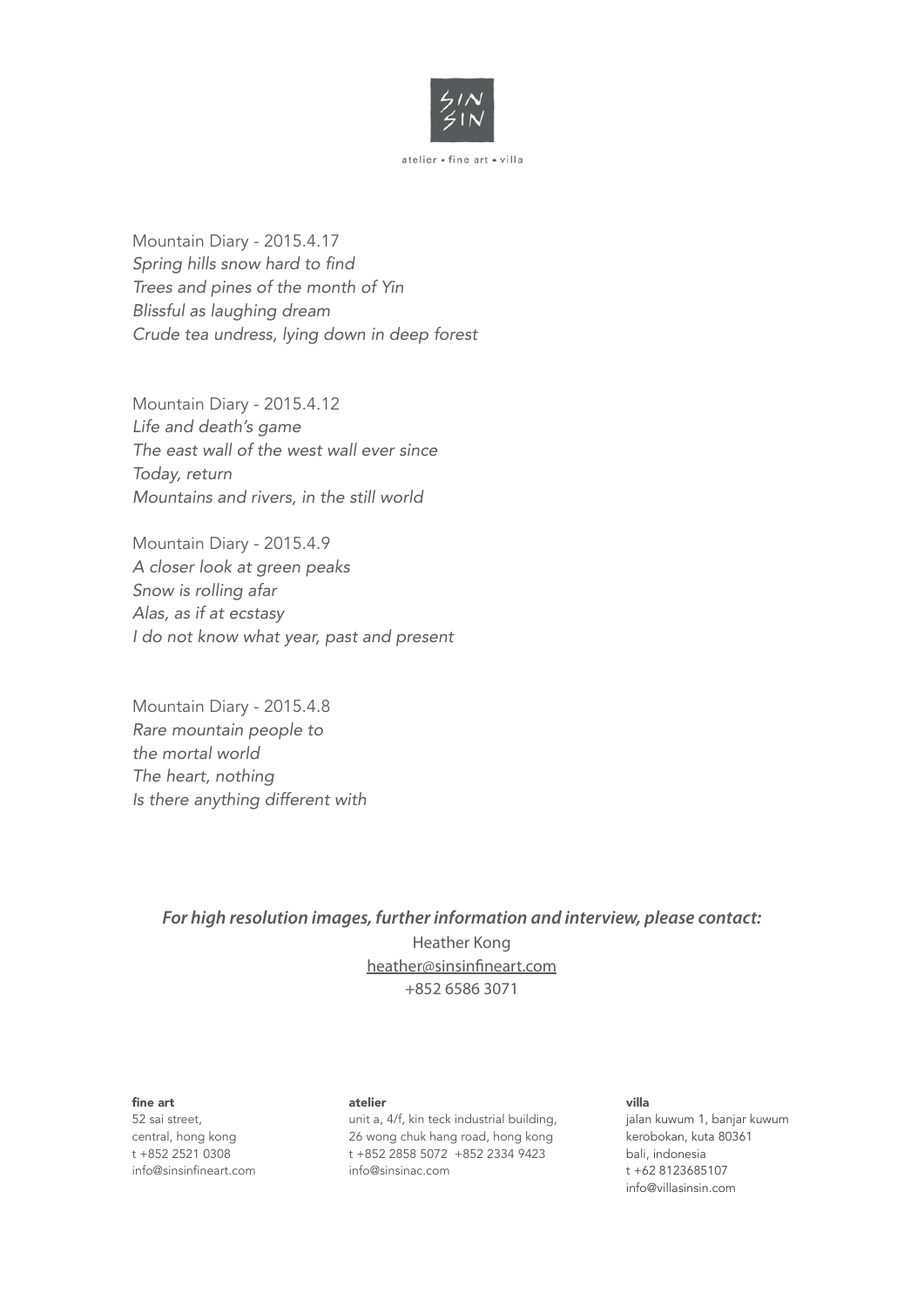Mountain Diary - 2015.4.17
*Spring hills snow hard to find*
*Trees and pines of the month of Yin*
*Blissful as laughing dream*
*Crude tea undress, lying down in deep forest*

Mountain Diary - 2015.4.12
*Life and death's game*
*The east wall of the west wall ever since*
*Today, return*
*Mountains and rivers, in the still world*

Mountain Diary - 2015.4.9
*A closer look at green peaks*
*Snow is rolling afar*
*Alas, as if at ecstasy*
*I do not know what year, past and present*

Mountain Diary - 2015.4.8
*Rare mountain people to*
*the mortal world*
*The heart, nothing*
*Is there anything different with*

***For high resolution images, further information and interview, please contact:***

Heather Kong
heather@sinsinfineart.com
+852 6586 3071

**fine art**
52 sai street,
central, hong kong
t +852 2521 0308
info@sinsinfineart.com

**atelier**
unit a, 4/f, kin teck industrial building,
26 wong chuk hang road, hong kong
t +852 2858 5072 +852 2334 9423
info@sinsinac.com

**villa**
jalan kuwum 1, banjar kuwum
kerobokan, kuta 80361
bali, indonesia
t +62 8123685107
info@villasinsin.com